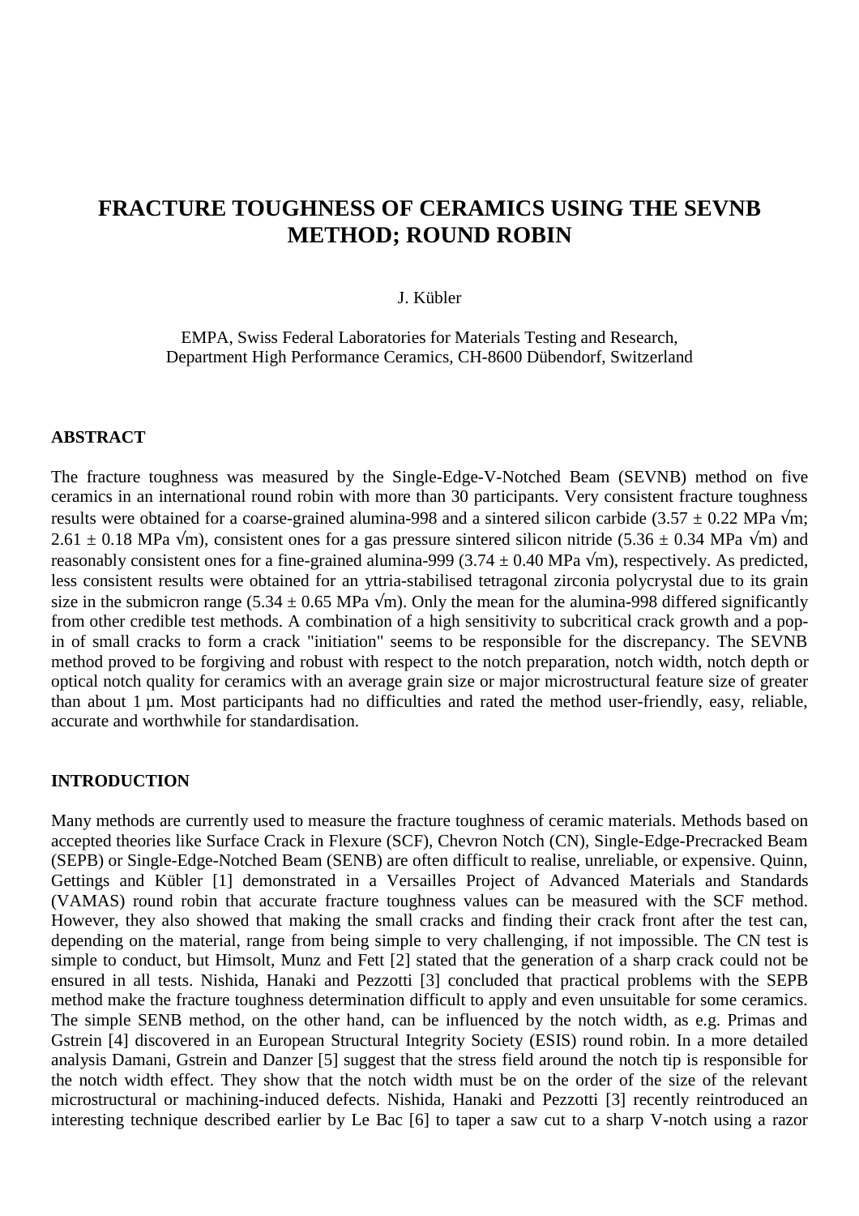# FRACTURE TOUGHNESS OF CERAMICS USING THE SEVNB METHOD; ROUND ROBIN

J. Kübler

EMPA, Swiss Federal Laboratories for Materials Testing and Research,
Department High Performance Ceramics, CH-8600 Dübendorf, Switzerland

## ABSTRACT

The fracture toughness was measured by the Single-Edge-V-Notched Beam (SEVNB) method on five ceramics in an international round robin with more than 30 participants. Very consistent fracture toughness results were obtained for a coarse-grained alumina-998 and a sintered silicon carbide (3.57 ± 0.22 MPa √m; 2.61 ± 0.18 MPa √m), consistent ones for a gas pressure sintered silicon nitride (5.36 ± 0.34 MPa √m) and reasonably consistent ones for a fine-grained alumina-999 (3.74 ± 0.40 MPa √m), respectively. As predicted, less consistent results were obtained for an yttria-stabilised tetragonal zirconia polycrystal due to its grain size in the submicron range (5.34 ± 0.65 MPa √m). Only the mean for the alumina-998 differed significantly from other credible test methods. A combination of a high sensitivity to subcritical crack growth and a pop-in of small cracks to form a crack "initiation" seems to be responsible for the discrepancy. The SEVNB method proved to be forgiving and robust with respect to the notch preparation, notch width, notch depth or optical notch quality for ceramics with an average grain size or major microstructural feature size of greater than about 1 µm. Most participants had no difficulties and rated the method user-friendly, easy, reliable, accurate and worthwhile for standardisation.

## INTRODUCTION

Many methods are currently used to measure the fracture toughness of ceramic materials. Methods based on accepted theories like Surface Crack in Flexure (SCF), Chevron Notch (CN), Single-Edge-Precracked Beam (SEPB) or Single-Edge-Notched Beam (SENB) are often difficult to realise, unreliable, or expensive. Quinn, Gettings and Kübler [1] demonstrated in a Versailles Project of Advanced Materials and Standards (VAMAS) round robin that accurate fracture toughness values can be measured with the SCF method. However, they also showed that making the small cracks and finding their crack front after the test can, depending on the material, range from being simple to very challenging, if not impossible. The CN test is simple to conduct, but Himsolt, Munz and Fett [2] stated that the generation of a sharp crack could not be ensured in all tests. Nishida, Hanaki and Pezzotti [3] concluded that practical problems with the SEPB method make the fracture toughness determination difficult to apply and even unsuitable for some ceramics. The simple SENB method, on the other hand, can be influenced by the notch width, as e.g. Primas and Gstrein [4] discovered in an European Structural Integrity Society (ESIS) round robin. In a more detailed analysis Damani, Gstrein and Danzer [5] suggest that the stress field around the notch tip is responsible for the notch width effect. They show that the notch width must be on the order of the size of the relevant microstructural or machining-induced defects. Nishida, Hanaki and Pezzotti [3] recently reintroduced an interesting technique described earlier by Le Bac [6] to taper a saw cut to a sharp V-notch using a razor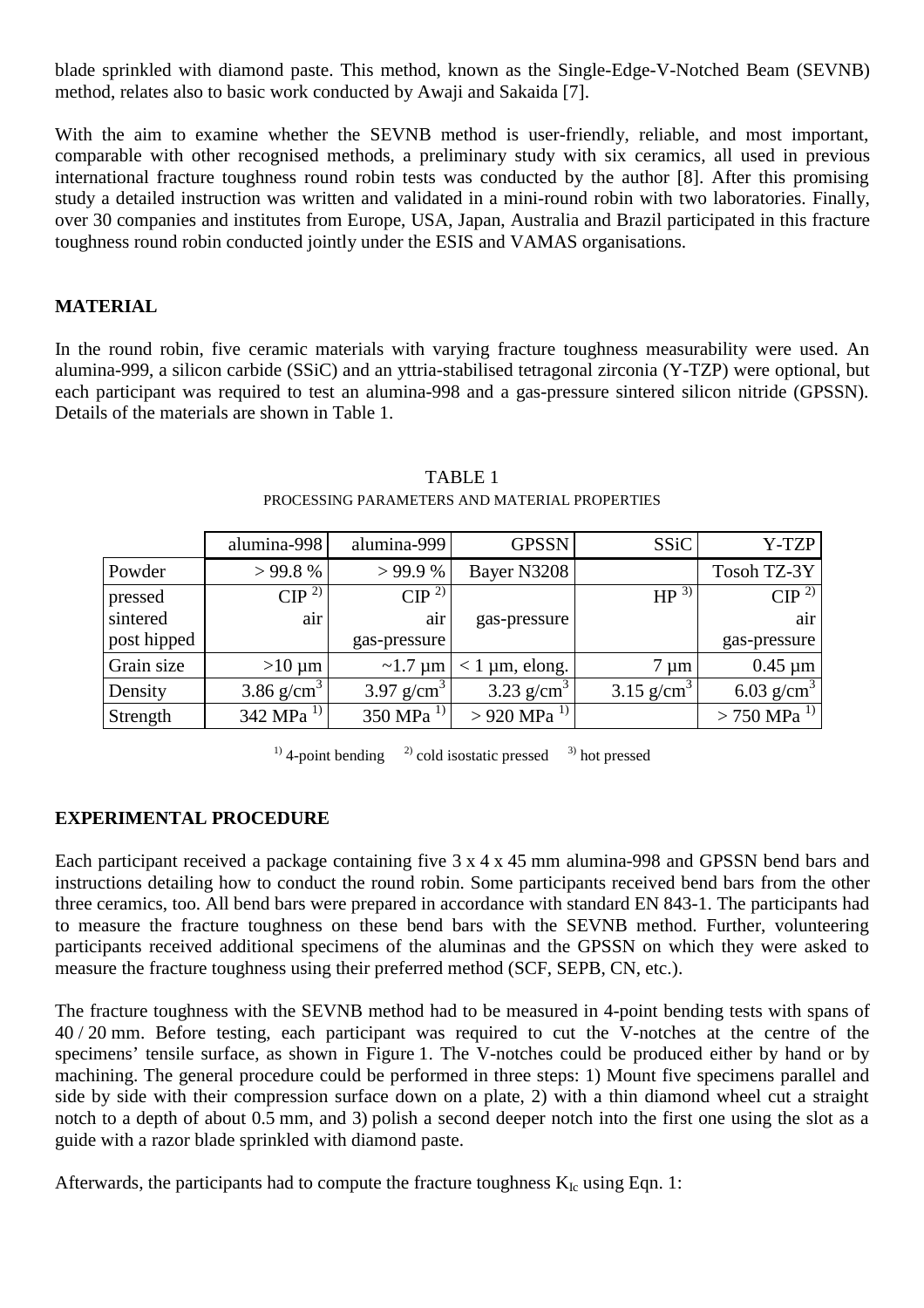blade sprinkled with diamond paste. This method, known as the Single-Edge-V-Notched Beam (SEVNB) method, relates also to basic work conducted by Awaji and Sakaida [7].

With the aim to examine whether the SEVNB method is user-friendly, reliable, and most important, comparable with other recognised methods, a preliminary study with six ceramics, all used in previous international fracture toughness round robin tests was conducted by the author [8]. After this promising study a detailed instruction was written and validated in a mini-round robin with two laboratories. Finally, over 30 companies and institutes from Europe, USA, Japan, Australia and Brazil participated in this fracture toughness round robin conducted jointly under the ESIS and VAMAS organisations.

## MATERIAL

In the round robin, five ceramic materials with varying fracture toughness measurability were used. An alumina-999, a silicon carbide (SSiC) and an yttria-stabilised tetragonal zirconia (Y-TZP) were optional, but each participant was required to test an alumina-998 and a gas-pressure sintered silicon nitride (GPSSN). Details of the materials are shown in Table 1.

TABLE 1
PROCESSING PARAMETERS AND MATERIAL PROPERTIES

| | alumina-998 | alumina-999 | GPSSN | SSiC | Y-TZP |
|---|---|---|---|---|---|
| Powder | > 99.8 % | > 99.9 % | Bayer N3208 | | Tosoh TZ-3Y |
| pressed<br>sintered<br>post hipped | CIP [2)]<br>air | CIP [2)]<br>air<br>gas-pressure | <br>gas-pressure | HP [3)] | CIP [2)]<br>air<br>gas-pressure |
| Grain size | >10 µm | ~1.7 µm | < 1 µm, elong. | 7 µm | 0.45 µm |
| Density | 3.86 g/cm$^3$ | 3.97 g/cm$^3$ | 3.23 g/cm$^3$ | 3.15 g/cm$^3$ | 6.03 g/cm$^3$ |
| Strength | 342 MPa [1)] | 350 MPa [1)] | > 920 MPa [1)] | | > 750 MPa [1)] |

[1)] 4-point bending [2)] cold isostatic pressed [3)] hot pressed

## EXPERIMENTAL PROCEDURE

Each participant received a package containing five 3 x 4 x 45 mm alumina-998 and GPSSN bend bars and instructions detailing how to conduct the round robin. Some participants received bend bars from the other three ceramics, too. All bend bars were prepared in accordance with standard EN 843-1. The participants had to measure the fracture toughness on these bend bars with the SEVNB method. Further, volunteering participants received additional specimens of the aluminas and the GPSSN on which they were asked to measure the fracture toughness using their preferred method (SCF, SEPB, CN, etc.).

The fracture toughness with the SEVNB method had to be measured in 4-point bending tests with spans of 40 / 20 mm. Before testing, each participant was required to cut the V-notches at the centre of the specimens' tensile surface, as shown in Figure 1. The V-notches could be produced either by hand or by machining. The general procedure could be performed in three steps: 1) Mount five specimens parallel and side by side with their compression surface down on a plate, 2) with a thin diamond wheel cut a straight notch to a depth of about 0.5 mm, and 3) polish a second deeper notch into the first one using the slot as a guide with a razor blade sprinkled with diamond paste.

Afterwards, the participants had to compute the fracture toughness $K_{Ic}$ using Eqn. 1: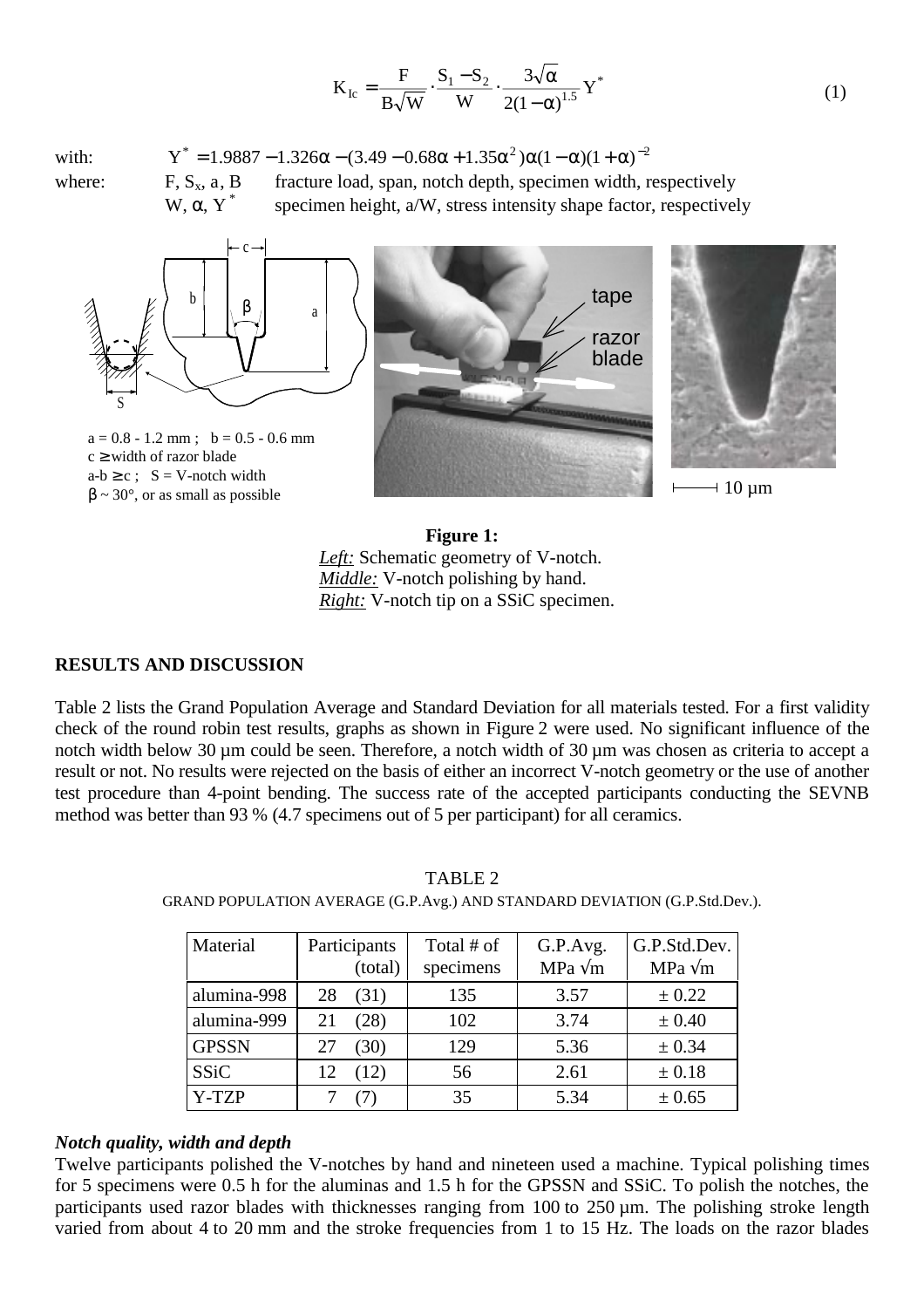$$K_{Ic} = \frac{F}{B\sqrt{W}} \cdot \frac{S_1 - S_2}{W} \cdot \frac{3\sqrt{\alpha}}{2(1-\alpha)^{1.5}} Y^* \tag{1}$$

with: $Y^* = 1.9887 - 1.326\alpha - (3.49 - 0.68\alpha + 1.35\alpha^2)\alpha(1-\alpha)(1+\alpha)^{-2}$

where: $F$, $S_x$, $a$, $B$ fracture load, span, notch depth, specimen width, respectively

$W$, $\alpha$, $Y^*$ specimen height, a/W, stress intensity shape factor, respectively

c

b

β

a

S

a = 0.8 - 1.2 mm ; b = 0.5 - 0.6 mm
c ≥ width of razor blade
a-b ≥ c ; S = V-notch width
β ~ 30°, or as small as possible

tape

razor blade

10 µm

**Figure 1:**
*Left:* Schematic geometry of V-notch.
*Middle:* V-notch polishing by hand.
*Right:* V-notch tip on a SSiC specimen.

## RESULTS AND DISCUSSION

Table 2 lists the Grand Population Average and Standard Deviation for all materials tested. For a first validity check of the round robin test results, graphs as shown in Figure 2 were used. No significant influence of the notch width below 30 µm could be seen. Therefore, a notch width of 30 µm was chosen as criteria to accept a result or not. No results were rejected on the basis of either an incorrect V-notch geometry or the use of another test procedure than 4-point bending. The success rate of the accepted participants conducting the SEVNB method was better than 93 % (4.7 specimens out of 5 per participant) for all ceramics.

TABLE 2

GRAND POPULATION AVERAGE (G.P.Avg.) AND STANDARD DEVIATION (G.P.Std.Dev.).

| Material | Participants (total) | Total # of specimens | G.P.Avg. MPa √m | G.P.Std.Dev. MPa √m |
|---|---|---|---|---|
| alumina-998 | 28 (31) | 135 | 3.57 | ± 0.22 |
| alumina-999 | 21 (28) | 102 | 3.74 | ± 0.40 |
| GPSSN | 27 (30) | 129 | 5.36 | ± 0.34 |
| SSiC | 12 (12) | 56 | 2.61 | ± 0.18 |
| Y-TZP | 7 (7) | 35 | 5.34 | ± 0.65 |

### *Notch quality, width and depth*

Twelve participants polished the V-notches by hand and nineteen used a machine. Typical polishing times for 5 specimens were 0.5 h for the aluminas and 1.5 h for the GPSSN and SSiC. To polish the notches, the participants used razor blades with thicknesses ranging from 100 to 250 µm. The polishing stroke length varied from about 4 to 20 mm and the stroke frequencies from 1 to 15 Hz. The loads on the razor blades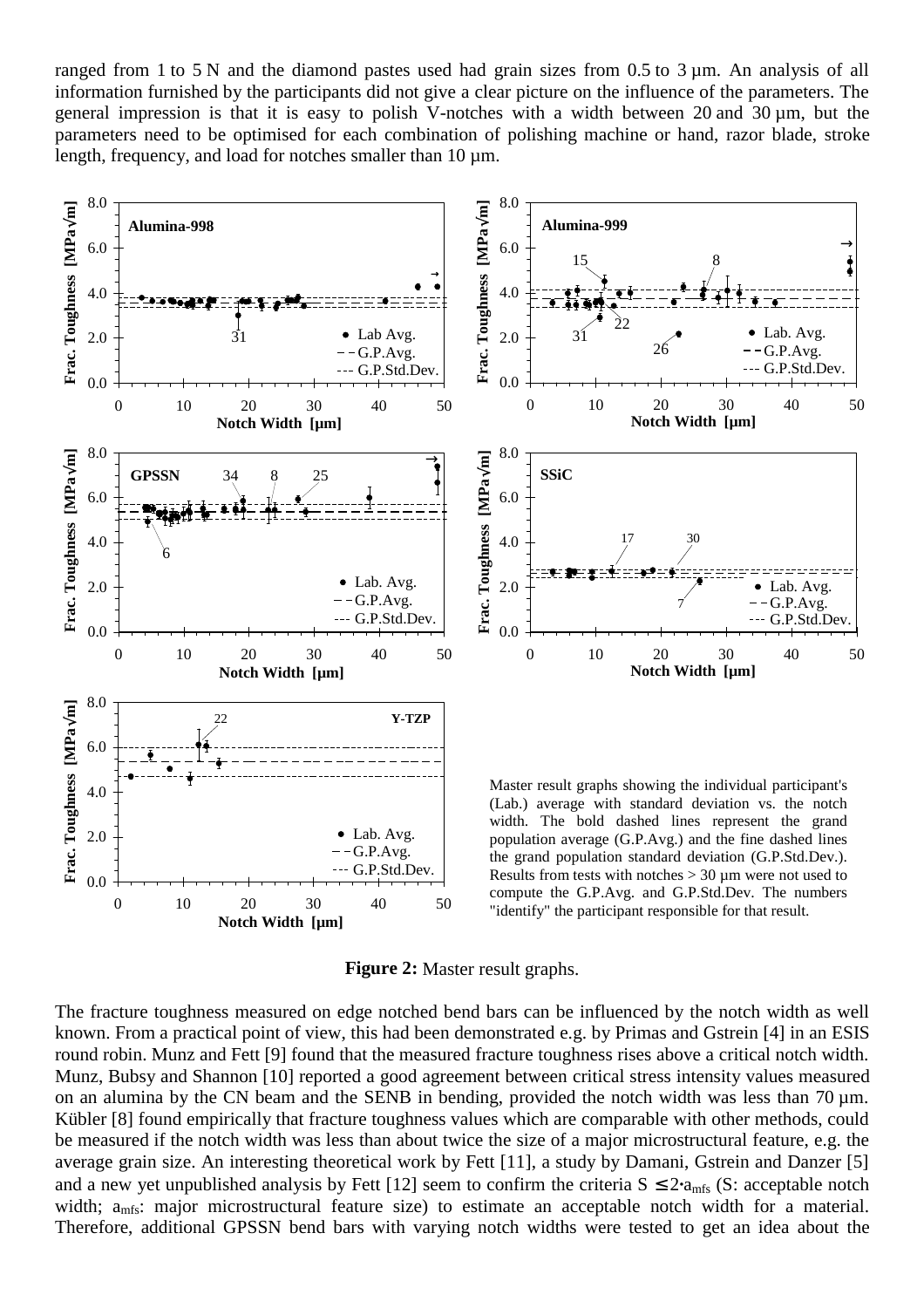ranged from 1 to 5 N and the diamond pastes used had grain sizes from 0.5 to 3 µm. An analysis of all information furnished by the participants did not give a clear picture on the influence of the parameters. The general impression is that it is easy to polish V-notches with a width between 20 and 30 µm, but the parameters need to be optimised for each combination of polishing machine or hand, razor blade, stroke length, frequency, and load for notches smaller than 10 µm.

Alumina-998

Frac. Toughness [MPa√m]

8.0
6.0
4.0
2.0
0.0

31

• Lab Avg.
- - G.P.Avg.
--- G.P.Std.Dev.

0 10 20 30 40 50

Notch Width [µm]

Alumina-999

Frac. Toughness [MPa√m]

8.0
6.0
4.0
2.0
0.0

15 8
31 22
26

• Lab. Avg.
- - G.P.Avg.
--- G.P.Std.Dev.

0 10 20 30 40 50

Notch Width [µm]

GPSSN

Frac. Toughness [MPa√m]

8.0
6.0
4.0
2.0
0.0

34 8 25
6

• Lab. Avg.
- - G.P.Avg.
--- G.P.Std.Dev.

0 10 20 30 40 50

Notch Width [µm]

SSiC

Frac. Toughness [MPa√m]

8.0
6.0
4.0
2.0
0.0

17 30
7

• Lab. Avg.
- - G.P.Avg.
--- G.P.Std.Dev.

0 10 20 30 40 50

Notch Width [µm]

Y-TZP

Frac. Toughness [MPa√m]

8.0
6.0
4.0
2.0
0.0

22

• Lab. Avg.
- - G.P.Avg.
--- G.P.Std.Dev.

0 10 20 30 40 50

Notch Width [µm]

Master result graphs showing the individual participant's (Lab.) average with standard deviation vs. the notch width. The bold dashed lines represent the grand population average (G.P.Avg.) and the fine dashed lines the grand population standard deviation (G.P.Std.Dev.). Results from tests with notches > 30 µm were not used to compute the G.P.Avg. and G.P.Std.Dev. The numbers "identify" the participant responsible for that result.

**Figure 2:** Master result graphs.

The fracture toughness measured on edge notched bend bars can be influenced by the notch width as well known. From a practical point of view, this had been demonstrated e.g. by Primas and Gstrein [4] in an ESIS round robin. Munz and Fett [9] found that the measured fracture toughness rises above a critical notch width. Munz, Bubsy and Shannon [10] reported a good agreement between critical stress intensity values measured on an alumina by the CN beam and the SENB in bending, provided the notch width was less than 70 µm. Kübler [8] found empirically that fracture toughness values which are comparable with other methods, could be measured if the notch width was less than about twice the size of a major microstructural feature, e.g. the average grain size. An interesting theoretical work by Fett [11], a study by Damani, Gstrein and Danzer [5] and a new yet unpublished analysis by Fett [12] seem to confirm the criteria $S \leq 2 \cdot a_{mfs}$ (S: acceptable notch width; $a_{mfs}$: major microstructural feature size) to estimate an acceptable notch width for a material. Therefore, additional GPSSN bend bars with varying notch widths were tested to get an idea about the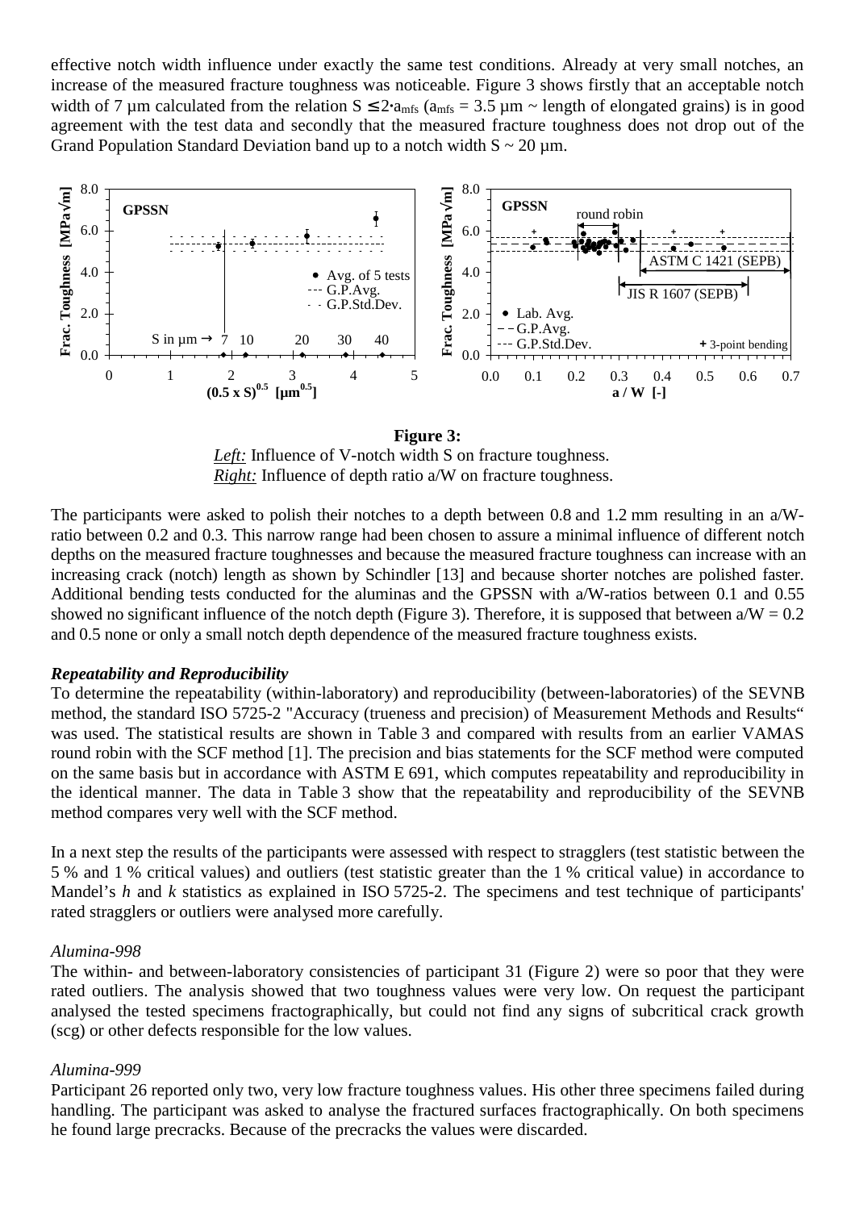effective notch width influence under exactly the same test conditions. Already at very small notches, an increase of the measured fracture toughness was noticeable. Figure 3 shows firstly that an acceptable notch width of 7 µm calculated from the relation $S \leq 2 \cdot a_{mfs}$ ($a_{mfs}$ = 3.5 µm ~ length of elongated grains) is in good agreement with the test data and secondly that the measured fracture toughness does not drop out of the Grand Population Standard Deviation band up to a notch width S ~ 20 µm.

GPSSN
Frac. Toughness [MPa√m]
8.0
6.0
4.0
2.0
0.0
● Avg. of 5 tests
--- G.P.Avg.
- - G.P.Std.Dev.
S in µm → 7 10 20 30 40
0 1 2 3 4 5
$(0.5 \times S)^{0.5}$ [$\mu m^{0.5}$]

GPSSN
round robin
Frac. Toughness [MPa √m]
8.0
6.0
4.0
2.0
0.0
ASTM C 1421 (SEPB)
JIS R 1607 (SEPB)
● Lab. Avg.
– – G.P.Avg.
--- G.P.Std.Dev.
+ 3-point bending
0.0 0.1 0.2 0.3 0.4 0.5 0.6 0.7
a / W [-]

**Figure 3:**
*Left:* Influence of V-notch width S on fracture toughness.
*Right:* Influence of depth ratio a/W on fracture toughness.

The participants were asked to polish their notches to a depth between 0.8 and 1.2 mm resulting in an a/W-ratio between 0.2 and 0.3. This narrow range had been chosen to assure a minimal influence of different notch depths on the measured fracture toughnesses and because the measured fracture toughness can increase with an increasing crack (notch) length as shown by Schindler [13] and because shorter notches are polished faster. Additional bending tests conducted for the aluminas and the GPSSN with a/W-ratios between 0.1 and 0.55 showed no significant influence of the notch depth (Figure 3). Therefore, it is supposed that between a/W = 0.2 and 0.5 none or only a small notch depth dependence of the measured fracture toughness exists.

### *Repeatability and Reproducibility*

To determine the repeatability (within-laboratory) and reproducibility (between-laboratories) of the SEVNB method, the standard ISO 5725-2 "Accuracy (trueness and precision) of Measurement Methods and Results" was used. The statistical results are shown in Table 3 and compared with results from an earlier VAMAS round robin with the SCF method [1]. The precision and bias statements for the SCF method were computed on the same basis but in accordance with ASTM E 691, which computes repeatability and reproducibility in the identical manner. The data in Table 3 show that the repeatability and reproducibility of the SEVNB method compares very well with the SCF method.

In a next step the results of the participants were assessed with respect to stragglers (test statistic between the 5 % and 1 % critical values) and outliers (test statistic greater than the 1 % critical value) in accordance to Mandel's *h* and *k* statistics as explained in ISO 5725-2. The specimens and test technique of participants' rated stragglers or outliers were analysed more carefully.

*Alumina-998*

The within- and between-laboratory consistencies of participant 31 (Figure 2) were so poor that they were rated outliers. The analysis showed that two toughness values were very low. On request the participant analysed the tested specimens fractographically, but could not find any signs of subcritical crack growth (scg) or other defects responsible for the low values.

*Alumina-999*

Participant 26 reported only two, very low fracture toughness values. His other three specimens failed during handling. The participant was asked to analyse the fractured surfaces fractographically. On both specimens he found large precracks. Because of the precracks the values were discarded.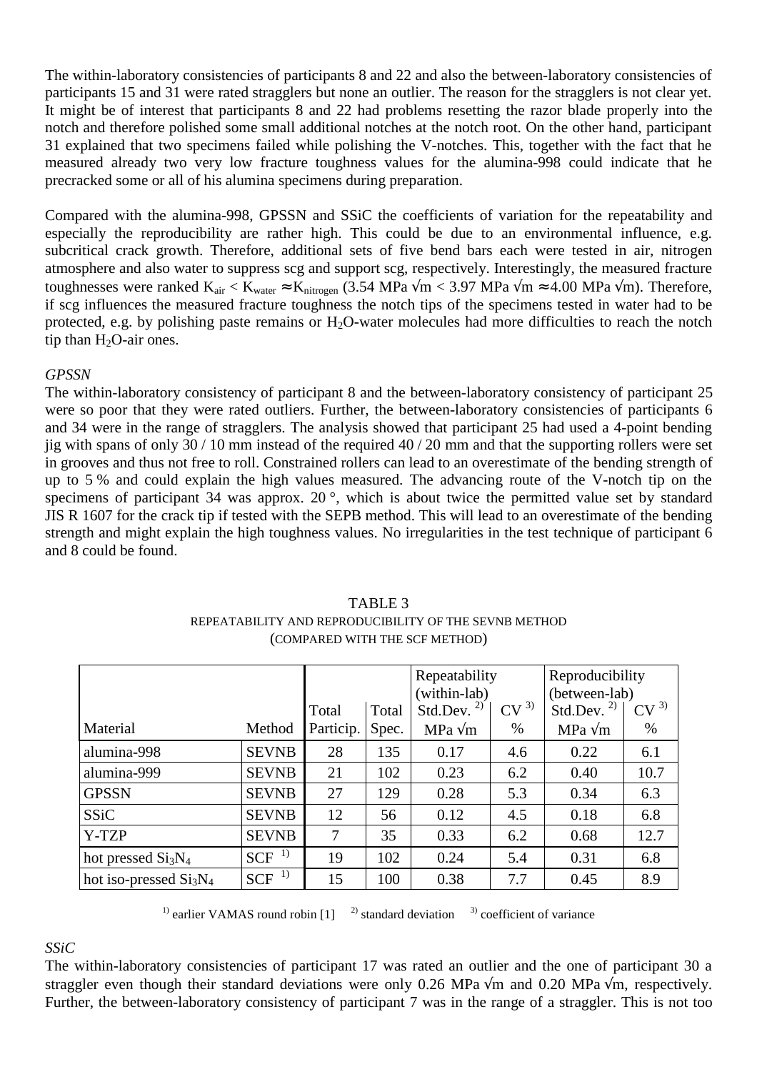The within-laboratory consistencies of participants 8 and 22 and also the between-laboratory consistencies of participants 15 and 31 were rated stragglers but none an outlier. The reason for the stragglers is not clear yet. It might be of interest that participants 8 and 22 had problems resetting the razor blade properly into the notch and therefore polished some small additional notches at the notch root. On the other hand, participant 31 explained that two specimens failed while polishing the V-notches. This, together with the fact that he measured already two very low fracture toughness values for the alumina-998 could indicate that he precracked some or all of his alumina specimens during preparation.

Compared with the alumina-998, GPSSN and SSiC the coefficients of variation for the repeatability and especially the reproducibility are rather high. This could be due to an environmental influence, e.g. subcritical crack growth. Therefore, additional sets of five bend bars each were tested in air, nitrogen atmosphere and also water to suppress scg and support scg, respectively. Interestingly, the measured fracture toughnesses were ranked $K_{air} < K_{water} \approx K_{nitrogen}$ (3.54 MPa √m < 3.97 MPa √m ≈ 4.00 MPa √m). Therefore, if scg influences the measured fracture toughness the notch tips of the specimens tested in water had to be protected, e.g. by polishing paste remains or $H_2O$-water molecules had more difficulties to reach the notch tip than $H_2O$-air ones.

*GPSSN*

The within-laboratory consistency of participant 8 and the between-laboratory consistency of participant 25 were so poor that they were rated outliers. Further, the between-laboratory consistencies of participants 6 and 34 were in the range of stragglers. The analysis showed that participant 25 had used a 4-point bending jig with spans of only 30 / 10 mm instead of the required 40 / 20 mm and that the supporting rollers were set in grooves and thus not free to roll. Constrained rollers can lead to an overestimate of the bending strength of up to 5 % and could explain the high values measured. The advancing route of the V-notch tip on the specimens of participant 34 was approx. 20 °, which is about twice the permitted value set by standard JIS R 1607 for the crack tip if tested with the SEPB method. This will lead to an overestimate of the bending strength and might explain the high toughness values. No irregularities in the test technique of participant 6 and 8 could be found.

TABLE 3
REPEATABILITY AND REPRODUCIBILITY OF THE SEVNB METHOD
(COMPARED WITH THE SCF METHOD)

| Material | Method | Total Particip. | Total Spec. | Repeatability (within-lab) Std.Dev. [2] MPa √m | CV [3] % | Reproducibility (between-lab) Std.Dev. [2] MPa √m | CV [3] % |
|---|---|---|---|---|---|---|---|
| alumina-998 | SEVNB | 28 | 135 | 0.17 | 4.6 | 0.22 | 6.1 |
| alumina-999 | SEVNB | 21 | 102 | 0.23 | 6.2 | 0.40 | 10.7 |
| GPSSN | SEVNB | 27 | 129 | 0.28 | 5.3 | 0.34 | 6.3 |
| SSiC | SEVNB | 12 | 56 | 0.12 | 4.5 | 0.18 | 6.8 |
| Y-TZP | SEVNB | 7 | 35 | 0.33 | 6.2 | 0.68 | 12.7 |
| hot pressed $Si_3N_4$ | SCF [1] | 19 | 102 | 0.24 | 5.4 | 0.31 | 6.8 |
| hot iso-pressed $Si_3N_4$ | SCF [1] | 15 | 100 | 0.38 | 7.7 | 0.45 | 8.9 |

[1] earlier VAMAS round robin [1]  [2] standard deviation  [3] coefficient of variance

*SSiC*

The within-laboratory consistencies of participant 17 was rated an outlier and the one of participant 30 a straggler even though their standard deviations were only 0.26 MPa √m and 0.20 MPa √m, respectively. Further, the between-laboratory consistency of participant 7 was in the range of a straggler. This is not too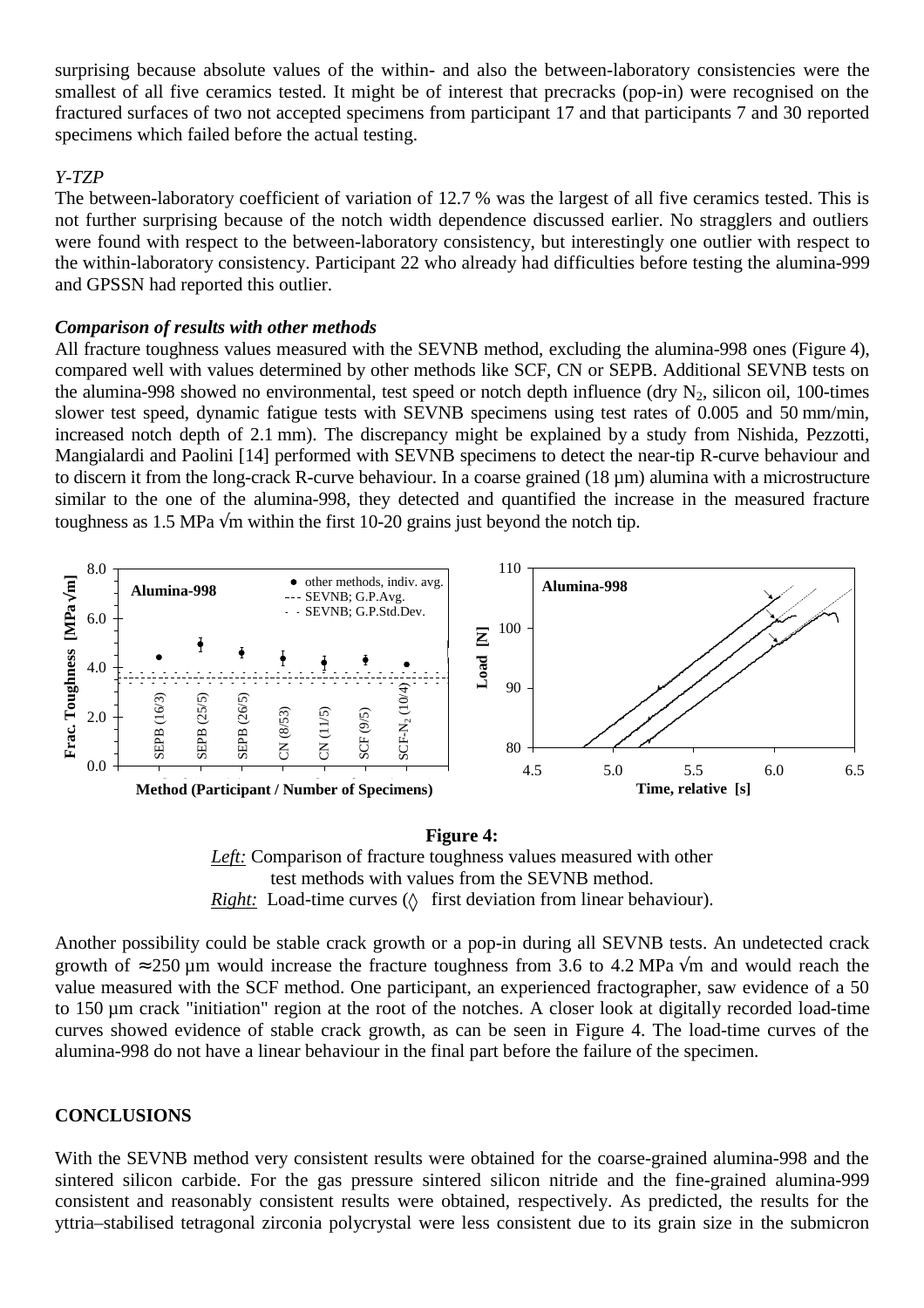surprising because absolute values of the within- and also the between-laboratory consistencies were the smallest of all five ceramics tested. It might be of interest that precracks (pop-in) were recognised on the fractured surfaces of two not accepted specimens from participant 17 and that participants 7 and 30 reported specimens which failed before the actual testing.

*Y-TZP*

The between-laboratory coefficient of variation of 12.7 % was the largest of all five ceramics tested. This is not further surprising because of the notch width dependence discussed earlier. No stragglers and outliers were found with respect to the between-laboratory consistency, but interestingly one outlier with respect to the within-laboratory consistency. Participant 22 who already had difficulties before testing the alumina-999 and GPSSN had reported this outlier.

### *Comparison of results with other methods*

All fracture toughness values measured with the SEVNB method, excluding the alumina-998 ones (Figure 4), compared well with values determined by other methods like SCF, CN or SEPB. Additional SEVNB tests on the alumina-998 showed no environmental, test speed or notch depth influence (dry $N_2$, silicon oil, 100-times slower test speed, dynamic fatigue tests with SEVNB specimens using test rates of 0.005 and 50 mm/min, increased notch depth of 2.1 mm). The discrepancy might be explained by a study from Nishida, Pezzotti, Mangialardi and Paolini [14] performed with SEVNB specimens to detect the near-tip R-curve behaviour and to discern it from the long-crack R-curve behaviour. In a coarse grained (18 µm) alumina with a microstructure similar to the one of the alumina-998, they detected and quantified the increase in the measured fracture toughness as 1.5 MPa √m within the first 10-20 grains just beyond the notch tip.

Alumina-998
Frac. Toughness [MPa √m]
8.0
6.0
4.0
2.0
0.0
● other methods, indiv. avg.
SEVNB; G.P.Avg.
SEVNB; G.P.Std.Dev.
SEPB (16/3)
SEPB (25/5)
SEPB (26/5)
CN (8/53)
CN (11/5)
SCF (9/5)
SCF-N$_2$ (10/4)
Method (Participant / Number of Specimens)

Alumina-998
Load [N]
110
100
90
80
4.5
5.0
5.5
6.0
6.5
Time, relative [s]

**Figure 4:**
*Left:* Comparison of fracture toughness values measured with other test methods with values from the SEVNB method.
*Right:* Load-time curves (◊ first deviation from linear behaviour).

Another possibility could be stable crack growth or a pop-in during all SEVNB tests. An undetected crack growth of ≈250 µm would increase the fracture toughness from 3.6 to 4.2 MPa √m and would reach the value measured with the SCF method. One participant, an experienced fractographer, saw evidence of a 50 to 150 µm crack "initiation" region at the root of the notches. A closer look at digitally recorded load-time curves showed evidence of stable crack growth, as can be seen in Figure 4. The load-time curves of the alumina-998 do not have a linear behaviour in the final part before the failure of the specimen.

## CONCLUSIONS

With the SEVNB method very consistent results were obtained for the coarse-grained alumina-998 and the sintered silicon carbide. For the gas pressure sintered silicon nitride and the fine-grained alumina-999 consistent and reasonably consistent results were obtained, respectively. As predicted, the results for the yttria–stabilised tetragonal zirconia polycrystal were less consistent due to its grain size in the submicron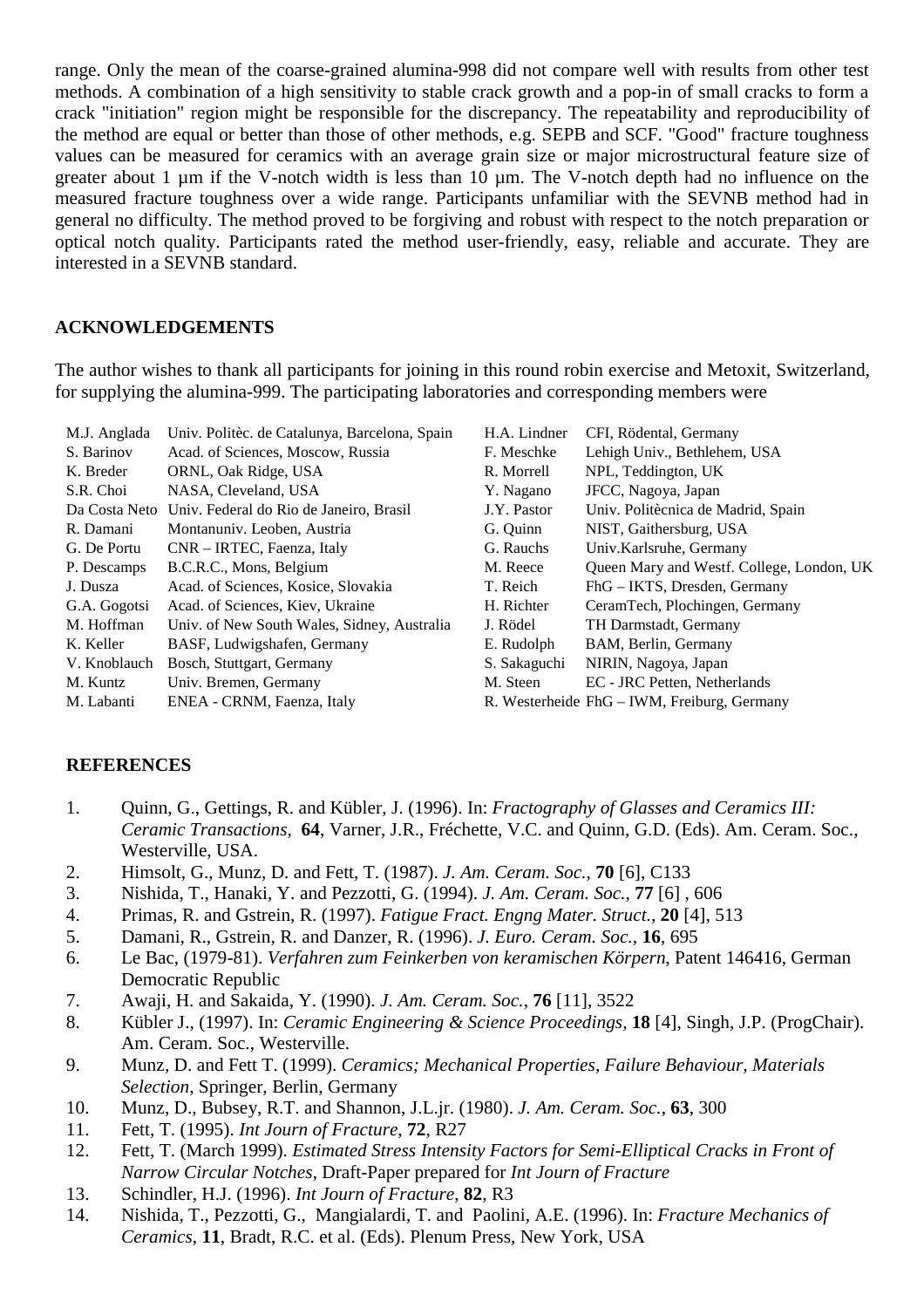range. Only the mean of the coarse-grained alumina-998 did not compare well with results from other test methods. A combination of a high sensitivity to stable crack growth and a pop-in of small cracks to form a crack "initiation" region might be responsible for the discrepancy. The repeatability and reproducibility of the method are equal or better than those of other methods, e.g. SEPB and SCF. "Good" fracture toughness values can be measured for ceramics with an average grain size or major microstructural feature size of greater about 1 µm if the V-notch width is less than 10 µm. The V-notch depth had no influence on the measured fracture toughness over a wide range. Participants unfamiliar with the SEVNB method had in general no difficulty. The method proved to be forgiving and robust with respect to the notch preparation or optical notch quality. Participants rated the method user-friendly, easy, reliable and accurate. They are interested in a SEVNB standard.

## ACKNOWLEDGEMENTS

The author wishes to thank all participants for joining in this round robin exercise and Metoxit, Switzerland, for supplying the alumina-999. The participating laboratories and corresponding members were

| | | | |
|---|---|---|---|
| M.J. Anglada | Univ. Politèc. de Catalunya, Barcelona, Spain | H.A. Lindner | CFI, Rödental, Germany |
| S. Barinov | Acad. of Sciences, Moscow, Russia | F. Meschke | Lehigh Univ., Bethlehem, USA |
| K. Breder | ORNL, Oak Ridge, USA | R. Morrell | NPL, Teddington, UK |
| S.R. Choi | NASA, Cleveland, USA | Y. Nagano | JFCC, Nagoya, Japan |
| Da Costa Neto | Univ. Federal do Rio de Janeiro, Brasil | J.Y. Pastor | Univ. Politècnica de Madrid, Spain |
| R. Damani | Montanuniv. Leoben, Austria | G. Quinn | NIST, Gaithersburg, USA |
| G. De Portu | CNR – IRTEC, Faenza, Italy | G. Rauchs | Univ.Karlsruhe, Germany |
| P. Descamps | B.C.R.C., Mons, Belgium | M. Reece | Queen Mary and Westf. College, London, UK |
| J. Dusza | Acad. of Sciences, Kosice, Slovakia | T. Reich | FhG – IKTS, Dresden, Germany |
| G.A. Gogotsi | Acad. of Sciences, Kiev, Ukraine | H. Richter | CeramTech, Plochingen, Germany |
| M. Hoffman | Univ. of New South Wales, Sidney, Australia | J. Rödel | TH Darmstadt, Germany |
| K. Keller | BASF, Ludwigshafen, Germany | E. Rudolph | BAM, Berlin, Germany |
| V. Knoblauch | Bosch, Stuttgart, Germany | S. Sakaguchi | NIRIN, Nagoya, Japan |
| M. Kuntz | Univ. Bremen, Germany | M. Steen | EC - JRC Petten, Netherlands |
| M. Labanti | ENEA - CRNM, Faenza, Italy | R. Westerheide | FhG – IWM, Freiburg, Germany |

## REFERENCES

1. Quinn, G., Gettings, R. and Kübler, J. (1996). In: *Fractography of Glasses and Ceramics III: Ceramic Transactions*, **64**, Varner, J.R., Fréchette, V.C. and Quinn, G.D. (Eds). Am. Ceram. Soc., Westerville, USA.
2. Himsolt, G., Munz, D. and Fett, T. (1987). *J. Am. Ceram. Soc.*, **70** [6], C133
3. Nishida, T., Hanaki, Y. and Pezzotti, G. (1994). *J. Am. Ceram. Soc.*, **77** [6] , 606
4. Primas, R. and Gstrein, R. (1997). *Fatigue Fract. Engng Mater. Struct.*, **20** [4], 513
5. Damani, R., Gstrein, R. and Danzer, R. (1996). *J. Euro. Ceram. Soc.*, **16**, 695
6. Le Bac, (1979-81). *Verfahren zum Feinkerben von keramischen Körpern*, Patent 146416, German Democratic Republic
7. Awaji, H. and Sakaida, Y. (1990). *J. Am. Ceram. Soc.*, **76** [11], 3522
8. Kübler J., (1997). In: *Ceramic Engineering & Science Proceedings*, **18** [4], Singh, J.P. (ProgChair). Am. Ceram. Soc., Westerville.
9. Munz, D. and Fett T. (1999). *Ceramics; Mechanical Properties, Failure Behaviour, Materials Selection*, Springer, Berlin, Germany
10. Munz, D., Bubsey, R.T. and Shannon, J.L.jr. (1980). *J. Am. Ceram. Soc.*, **63**, 300
11. Fett, T. (1995). *Int Journ of Fracture*, **72**, R27
12. Fett, T. (March 1999). *Estimated Stress Intensity Factors for Semi-Elliptical Cracks in Front of Narrow Circular Notches*, Draft-Paper prepared for *Int Journ of Fracture*
13. Schindler, H.J. (1996). *Int Journ of Fracture*, **82**, R3
14. Nishida, T., Pezzotti, G., Mangialardi, T. and Paolini, A.E. (1996). In: *Fracture Mechanics of Ceramics*, **11**, Bradt, R.C. et al. (Eds). Plenum Press, New York, USA